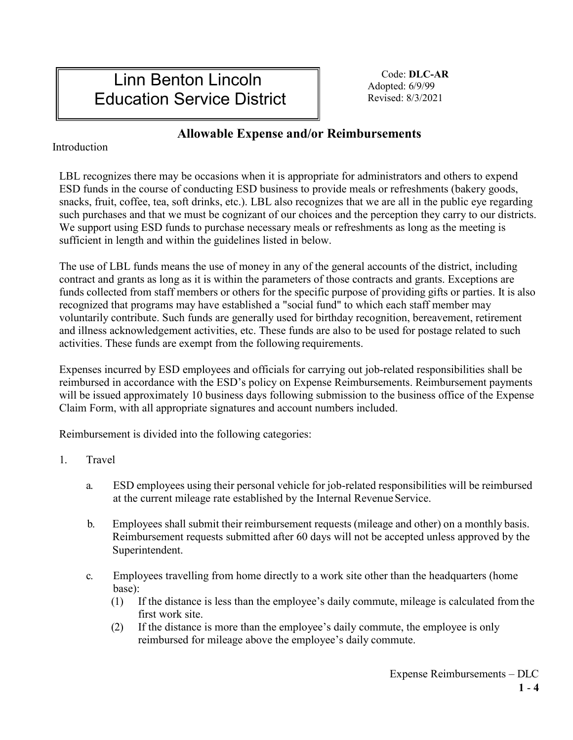# Linn Benton Lincoln Education Service District

Code: **DLC-AR**
Adopted: 6/9/99
Revised: 8/3/2021

## Allowable Expense and/or Reimbursements

Introduction

LBL recognizes there may be occasions when it is appropriate for administrators and others to expend ESD funds in the course of conducting ESD business to provide meals or refreshments (bakery goods, snacks, fruit, coffee, tea, soft drinks, etc.). LBL also recognizes that we are all in the public eye regarding such purchases and that we must be cognizant of our choices and the perception they carry to our districts. We support using ESD funds to purchase necessary meals or refreshments as long as the meeting is sufficient in length and within the guidelines listed in below.

The use of LBL funds means the use of money in any of the general accounts of the district, including contract and grants as long as it is within the parameters of those contracts and grants. Exceptions are funds collected from staff members or others for the specific purpose of providing gifts or parties. It is also recognized that programs may have established a "social fund" to which each staff member may voluntarily contribute. Such funds are generally used for birthday recognition, bereavement, retirement and illness acknowledgement activities, etc. These funds are also to be used for postage related to such activities. These funds are exempt from the following requirements.

Expenses incurred by ESD employees and officials for carrying out job-related responsibilities shall be reimbursed in accordance with the ESD's policy on Expense Reimbursements. Reimbursement payments will be issued approximately 10 business days following submission to the business office of the Expense Claim Form, with all appropriate signatures and account numbers included.

Reimbursement is divided into the following categories:

1. Travel

   a. ESD employees using their personal vehicle for job-related responsibilities will be reimbursed at the current mileage rate established by the Internal Revenue Service.

   b. Employees shall submit their reimbursement requests (mileage and other) on a monthly basis. Reimbursement requests submitted after 60 days will not be accepted unless approved by the Superintendent.

   c. Employees travelling from home directly to a work site other than the headquarters (home base):

      (1) If the distance is less than the employee's daily commute, mileage is calculated from the first work site.

      (2) If the distance is more than the employee's daily commute, the employee is only reimbursed for mileage above the employee's daily commute.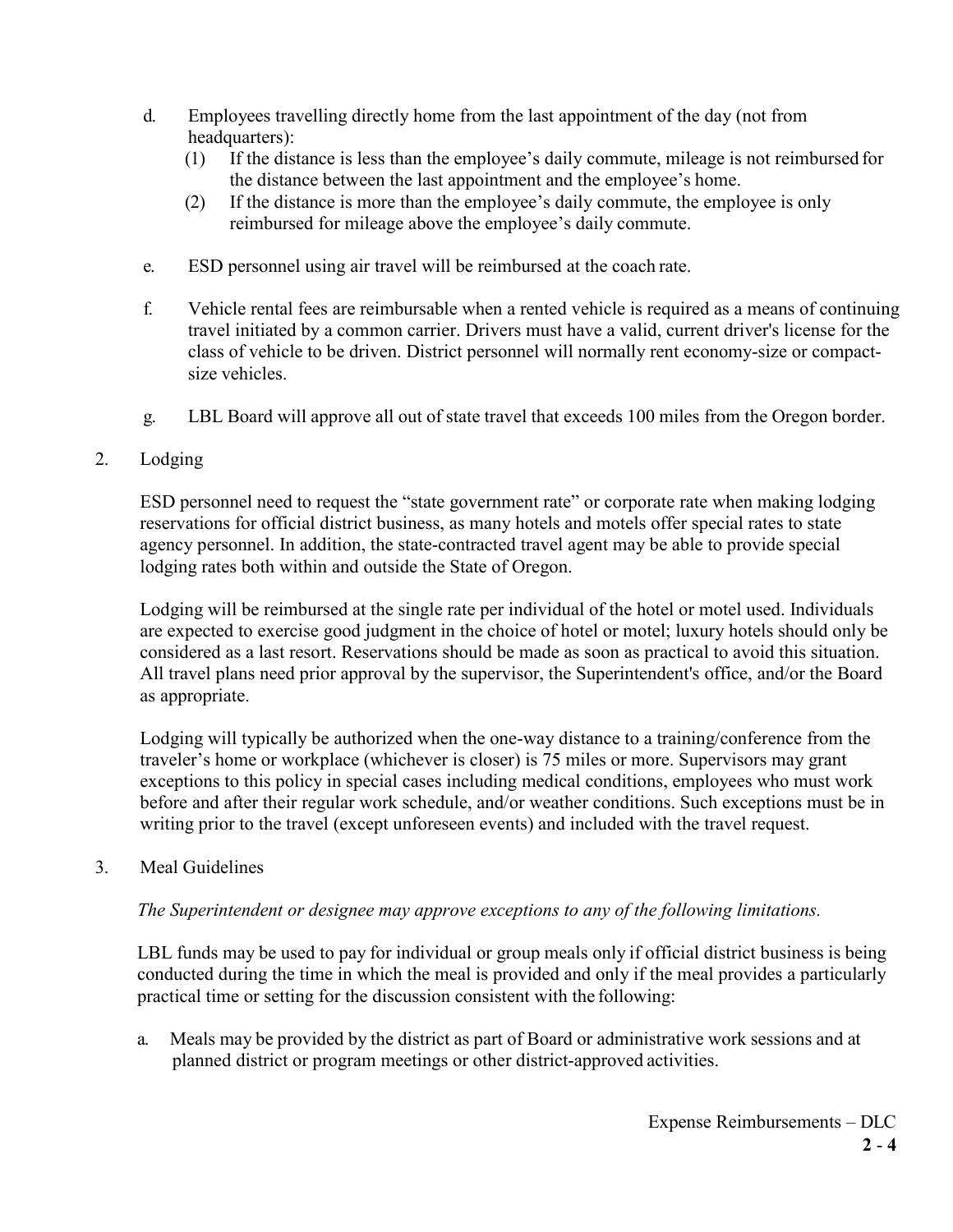d. Employees travelling directly home from the last appointment of the day (not from headquarters):
   (1) If the distance is less than the employee's daily commute, mileage is not reimbursed for the distance between the last appointment and the employee's home.
   (2) If the distance is more than the employee's daily commute, the employee is only reimbursed for mileage above the employee's daily commute.

e. ESD personnel using air travel will be reimbursed at the coach rate.

f. Vehicle rental fees are reimbursable when a rented vehicle is required as a means of continuing travel initiated by a common carrier. Drivers must have a valid, current driver's license for the class of vehicle to be driven. District personnel will normally rent economy-size or compact-size vehicles.

g. LBL Board will approve all out of state travel that exceeds 100 miles from the Oregon border.

2. Lodging

   ESD personnel need to request the "state government rate" or corporate rate when making lodging reservations for official district business, as many hotels and motels offer special rates to state agency personnel. In addition, the state-contracted travel agent may be able to provide special lodging rates both within and outside the State of Oregon.

   Lodging will be reimbursed at the single rate per individual of the hotel or motel used. Individuals are expected to exercise good judgment in the choice of hotel or motel; luxury hotels should only be considered as a last resort. Reservations should be made as soon as practical to avoid this situation. All travel plans need prior approval by the supervisor, the Superintendent's office, and/or the Board as appropriate.

   Lodging will typically be authorized when the one-way distance to a training/conference from the traveler's home or workplace (whichever is closer) is 75 miles or more. Supervisors may grant exceptions to this policy in special cases including medical conditions, employees who must work before and after their regular work schedule, and/or weather conditions. Such exceptions must be in writing prior to the travel (except unforeseen events) and included with the travel request.

3. Meal Guidelines

   *The Superintendent or designee may approve exceptions to any of the following limitations.*

   LBL funds may be used to pay for individual or group meals only if official district business is being conducted during the time in which the meal is provided and only if the meal provides a particularly practical time or setting for the discussion consistent with the following:

   a. Meals may be provided by the district as part of Board or administrative work sessions and at planned district or program meetings or other district-approved activities.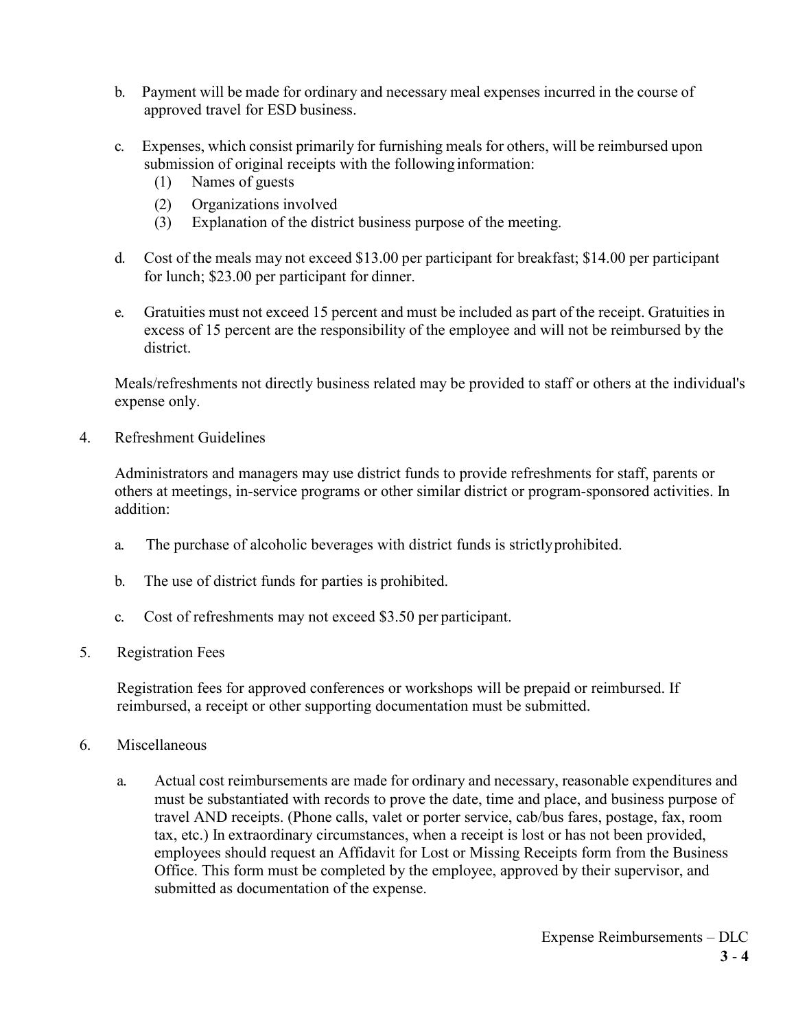b. Payment will be made for ordinary and necessary meal expenses incurred in the course of approved travel for ESD business.

c. Expenses, which consist primarily for furnishing meals for others, will be reimbursed upon submission of original receipts with the following information:
   (1) Names of guests
   (2) Organizations involved
   (3) Explanation of the district business purpose of the meeting.

d. Cost of the meals may not exceed $13.00 per participant for breakfast; $14.00 per participant for lunch; $23.00 per participant for dinner.

e. Gratuities must not exceed 15 percent and must be included as part of the receipt. Gratuities in excess of 15 percent are the responsibility of the employee and will not be reimbursed by the district.

Meals/refreshments not directly business related may be provided to staff or others at the individual's expense only.

4. Refreshment Guidelines

   Administrators and managers may use district funds to provide refreshments for staff, parents or others at meetings, in-service programs or other similar district or program-sponsored activities. In addition:

   a. The purchase of alcoholic beverages with district funds is strictly prohibited.

   b. The use of district funds for parties is prohibited.

   c. Cost of refreshments may not exceed $3.50 per participant.

5. Registration Fees

   Registration fees for approved conferences or workshops will be prepaid or reimbursed. If reimbursed, a receipt or other supporting documentation must be submitted.

6. Miscellaneous

   a. Actual cost reimbursements are made for ordinary and necessary, reasonable expenditures and must be substantiated with records to prove the date, time and place, and business purpose of travel AND receipts. (Phone calls, valet or porter service, cab/bus fares, postage, fax, room tax, etc.) In extraordinary circumstances, when a receipt is lost or has not been provided, employees should request an Affidavit for Lost or Missing Receipts form from the Business Office. This form must be completed by the employee, approved by their supervisor, and submitted as documentation of the expense.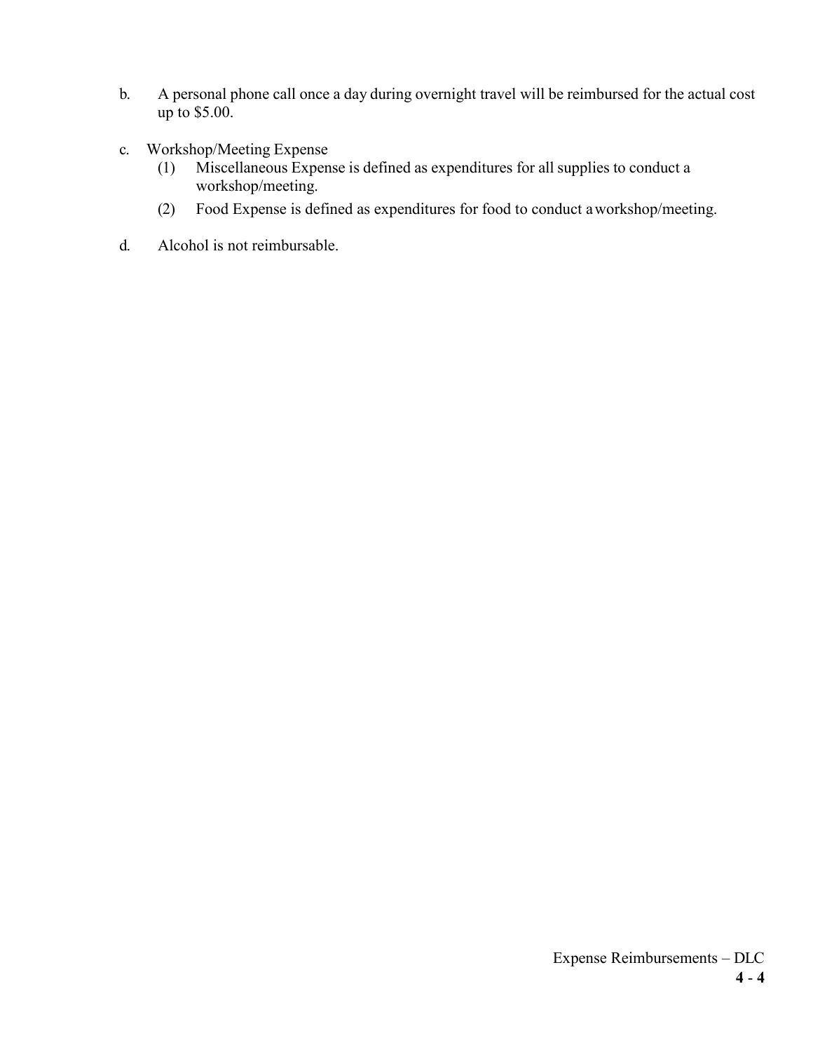b. A personal phone call once a day during overnight travel will be reimbursed for the actual cost up to $5.00.

c. Workshop/Meeting Expense
   (1) Miscellaneous Expense is defined as expenditures for all supplies to conduct a workshop/meeting.
   (2) Food Expense is defined as expenditures for food to conduct a workshop/meeting.

d. Alcohol is not reimbursable.